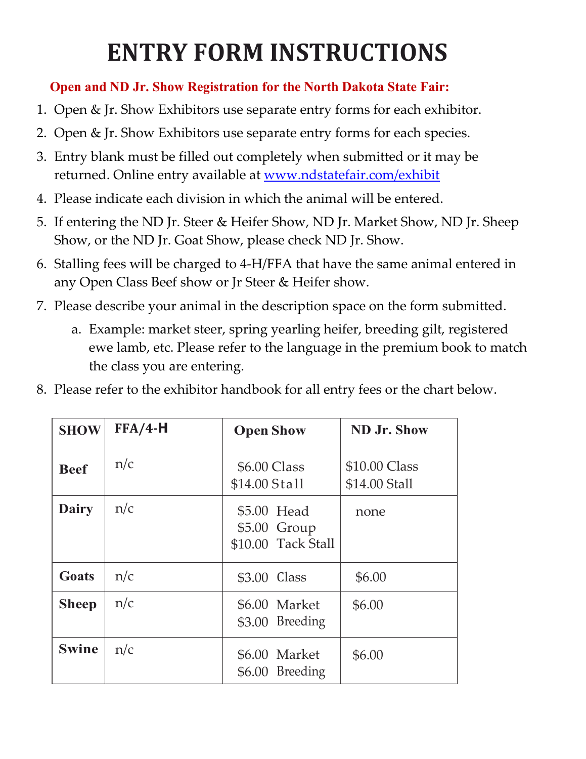# ENTRY FORM INSTRUCTIONS

**Open and ND Jr. Show Registration for the North Dakota State Fair:**

1. Open & Jr. Show Exhibitors use separate entry forms for each exhibitor.
2. Open & Jr. Show Exhibitors use separate entry forms for each species.
3. Entry blank must be filled out completely when submitted or it may be returned. Online entry available at [www.ndstatefair.com/exhibit](http://www.ndstatefair.com/exhibit)
4. Please indicate each division in which the animal will be entered.
5. If entering the ND Jr. Steer & Heifer Show, ND Jr. Market Show, ND Jr. Sheep Show, or the ND Jr. Goat Show, please check ND Jr. Show.
6. Stalling fees will be charged to 4-H/FFA that have the same animal entered in any Open Class Beef show or Jr Steer & Heifer show.
7. Please describe your animal in the description space on the form submitted.
   a. Example: market steer, spring yearling heifer, breeding gilt, registered ewe lamb, etc. Please refer to the language in the premium book to match the class you are entering.
8. Please refer to the exhibitor handbook for all entry fees or the chart below.

| SHOW | FFA/4-H | Open Show | ND Jr. Show |
|---|---|---|---|
| **Beef** | n/c | $6.00 Class<br>$14.00 Stall | $10.00 Class<br>$14.00 Stall |
| **Dairy** | n/c | $5.00 Head<br>$5.00 Group<br>$10.00 Tack Stall | none |
| **Goats** | n/c | $3.00 Class | $6.00 |
| **Sheep** | n/c | $6.00 Market<br>$3.00 Breeding | $6.00 |
| **Swine** | n/c | $6.00 Market<br>$6.00 Breeding | $6.00 |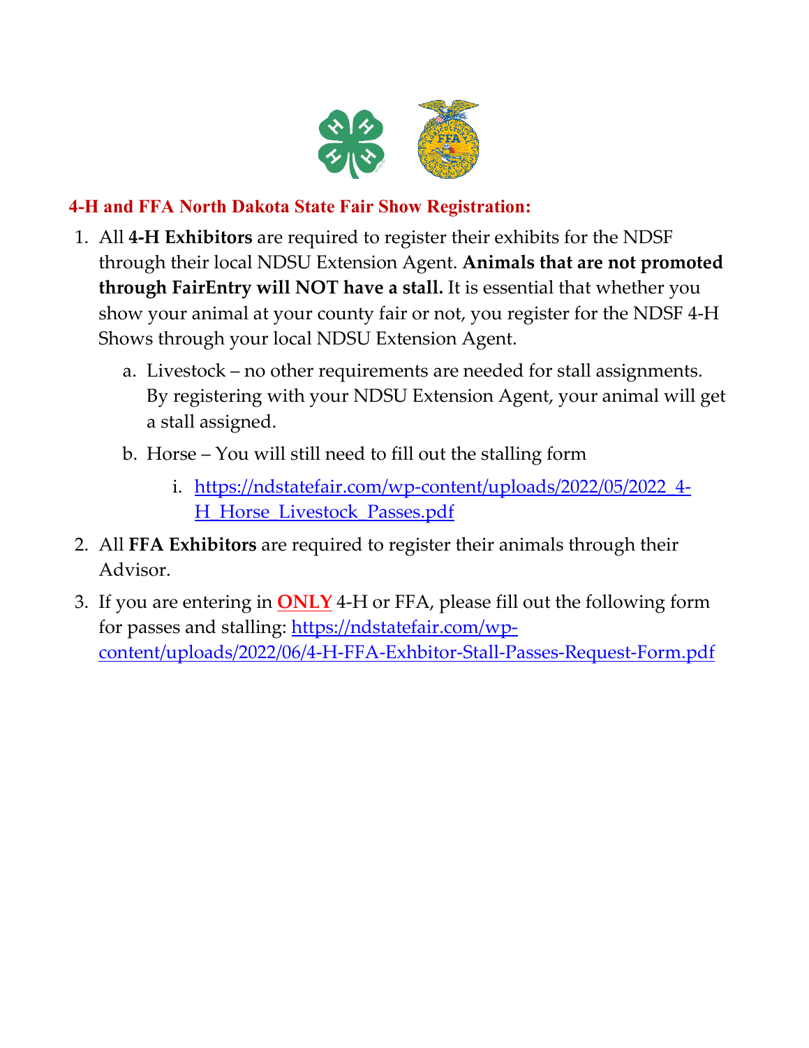## 4-H and FFA North Dakota State Fair Show Registration:

1. All **4-H Exhibitors** are required to register their exhibits for the NDSF through their local NDSU Extension Agent. **Animals that are not promoted through FairEntry will NOT have a stall.** It is essential that whether you show your animal at your county fair or not, you register for the NDSF 4-H Shows through your local NDSU Extension Agent.
   a. Livestock – no other requirements are needed for stall assignments. By registering with your NDSU Extension Agent, your animal will get a stall assigned.
   b. Horse – You will still need to fill out the stalling form
      i. [https://ndstatefair.com/wp-content/uploads/2022/05/2022_4-H_Horse_Livestock_Passes.pdf](https://ndstatefair.com/wp-content/uploads/2022/05/2022_4-H_Horse_Livestock_Passes.pdf)
2. All **FFA Exhibitors** are required to register their animals through their Advisor.
3. If you are entering in **<u>ONLY</u>** 4-H or FFA, please fill out the following form for passes and stalling: [https://ndstatefair.com/wp-content/uploads/2022/06/4-H-FFA-Exhbitor-Stall-Passes-Request-Form.pdf](https://ndstatefair.com/wp-content/uploads/2022/06/4-H-FFA-Exhbitor-Stall-Passes-Request-Form.pdf)